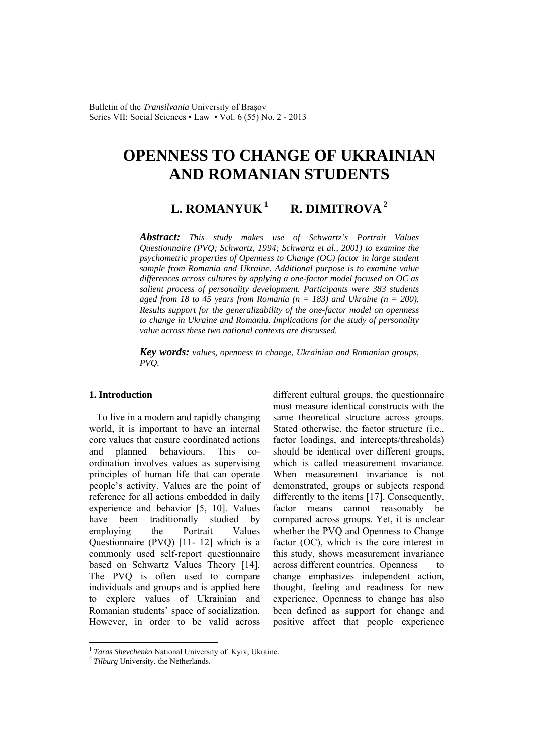# OPENNESS TO CHANGE OF UKRAINIAN AND ROMANIAN STUDENTS

**L. ROMANYUK [1] R. DIMITROVA [2]**

***Abstract:*** *This study makes use of Schwartz's Portrait Values Questionnaire (PVQ; Schwartz, 1994; Schwartz et al., 2001) to examine the psychometric properties of Openness to Change (OC) factor in large student sample from Romania and Ukraine. Additional purpose is to examine value differences across cultures by applying a one-factor model focused on OC as salient process of personality development. Participants were 383 students aged from 18 to 45 years from Romania (n = 183) and Ukraine (n = 200). Results support for the generalizability of the one-factor model on openness to change in Ukraine and Romania. Implications for the study of personality value across these two national contexts are discussed.*

***Key words:*** *values, openness to change, Ukrainian and Romanian groups, PVQ.*

## 1. Introduction

To live in a modern and rapidly changing world, it is important to have an internal core values that ensure coordinated actions and planned behaviours. This co-ordination involves values as supervising principles of human life that can operate people's activity. Values are the point of reference for all actions embedded in daily experience and behavior [5, 10]. Values have been traditionally studied by employing the Portrait Values Questionnaire (PVQ) [11- 12] which is a commonly used self-report questionnaire based on Schwartz Values Theory [14]. The PVQ is often used to compare individuals and groups and is applied here to explore values of Ukrainian and Romanian students' space of socialization. However, in order to be valid across different cultural groups, the questionnaire must measure identical constructs with the same theoretical structure across groups. Stated otherwise, the factor structure (i.e., factor loadings, and intercepts/thresholds) should be identical over different groups, which is called measurement invariance. When measurement invariance is not demonstrated, groups or subjects respond differently to the items [17]. Consequently, factor means cannot reasonably be compared across groups. Yet, it is unclear whether the PVQ and Openness to Change factor (OC), which is the core interest in this study, shows measurement invariance across different countries. Openness to change emphasizes independent action, thought, feeling and readiness for new experience. Openness to change has also been defined as support for change and positive affect that people experience

---

[1] *Taras Shevchenko* National University of Kyiv, Ukraine.
[2] *Tilburg* University, the Netherlands.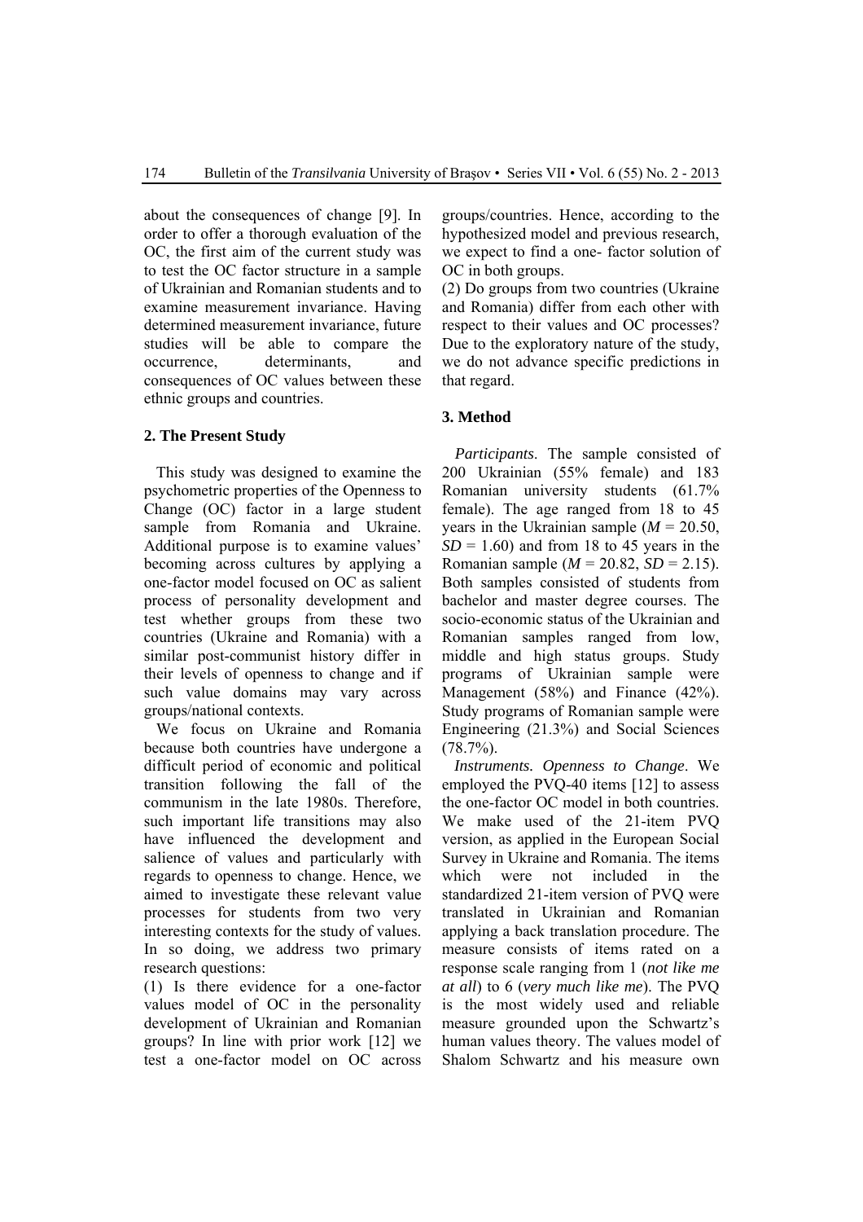about the consequences of change [9]. In order to offer a thorough evaluation of the OC, the first aim of the current study was to test the OC factor structure in a sample of Ukrainian and Romanian students and to examine measurement invariance. Having determined measurement invariance, future studies will be able to compare the occurrence, determinants, and consequences of OC values between these ethnic groups and countries.

## 2. The Present Study

This study was designed to examine the psychometric properties of the Openness to Change (OC) factor in a large student sample from Romania and Ukraine. Additional purpose is to examine values' becoming across cultures by applying a one-factor model focused on OC as salient process of personality development and test whether groups from these two countries (Ukraine and Romania) with a similar post-communist history differ in their levels of openness to change and if such value domains may vary across groups/national contexts.

We focus on Ukraine and Romania because both countries have undergone a difficult period of economic and political transition following the fall of the communism in the late 1980s. Therefore, such important life transitions may also have influenced the development and salience of values and particularly with regards to openness to change. Hence, we aimed to investigate these relevant value processes for students from two very interesting contexts for the study of values. In so doing, we address two primary research questions:

(1) Is there evidence for a one-factor values model of OC in the personality development of Ukrainian and Romanian groups? In line with prior work [12] we test a one-factor model on OC across groups/countries. Hence, according to the hypothesized model and previous research, we expect to find a one- factor solution of OC in both groups.

(2) Do groups from two countries (Ukraine and Romania) differ from each other with respect to their values and OC processes? Due to the exploratory nature of the study, we do not advance specific predictions in that regard.

## 3. Method

*Participants*. The sample consisted of 200 Ukrainian (55% female) and 183 Romanian university students (61.7% female). The age ranged from 18 to 45 years in the Ukrainian sample ($M$ = 20.50, $SD$ = 1.60) and from 18 to 45 years in the Romanian sample ($M$ = 20.82, $SD$ = 2.15). Both samples consisted of students from bachelor and master degree courses. The socio-economic status of the Ukrainian and Romanian samples ranged from low, middle and high status groups. Study programs of Ukrainian sample were Management (58%) and Finance (42%). Study programs of Romanian sample were Engineering (21.3%) and Social Sciences (78.7%).

*Instruments. Openness to Change*. We employed the PVQ-40 items [12] to assess the one-factor OC model in both countries. We make used of the 21-item PVQ version, as applied in the European Social Survey in Ukraine and Romania. The items which were not included in the standardized 21-item version of PVQ were translated in Ukrainian and Romanian applying a back translation procedure. The measure consists of items rated on a response scale ranging from 1 (*not like me at all*) to 6 (*very much like me*). The PVQ is the most widely used and reliable measure grounded upon the Schwartz's human values theory. The values model of Shalom Schwartz and his measure own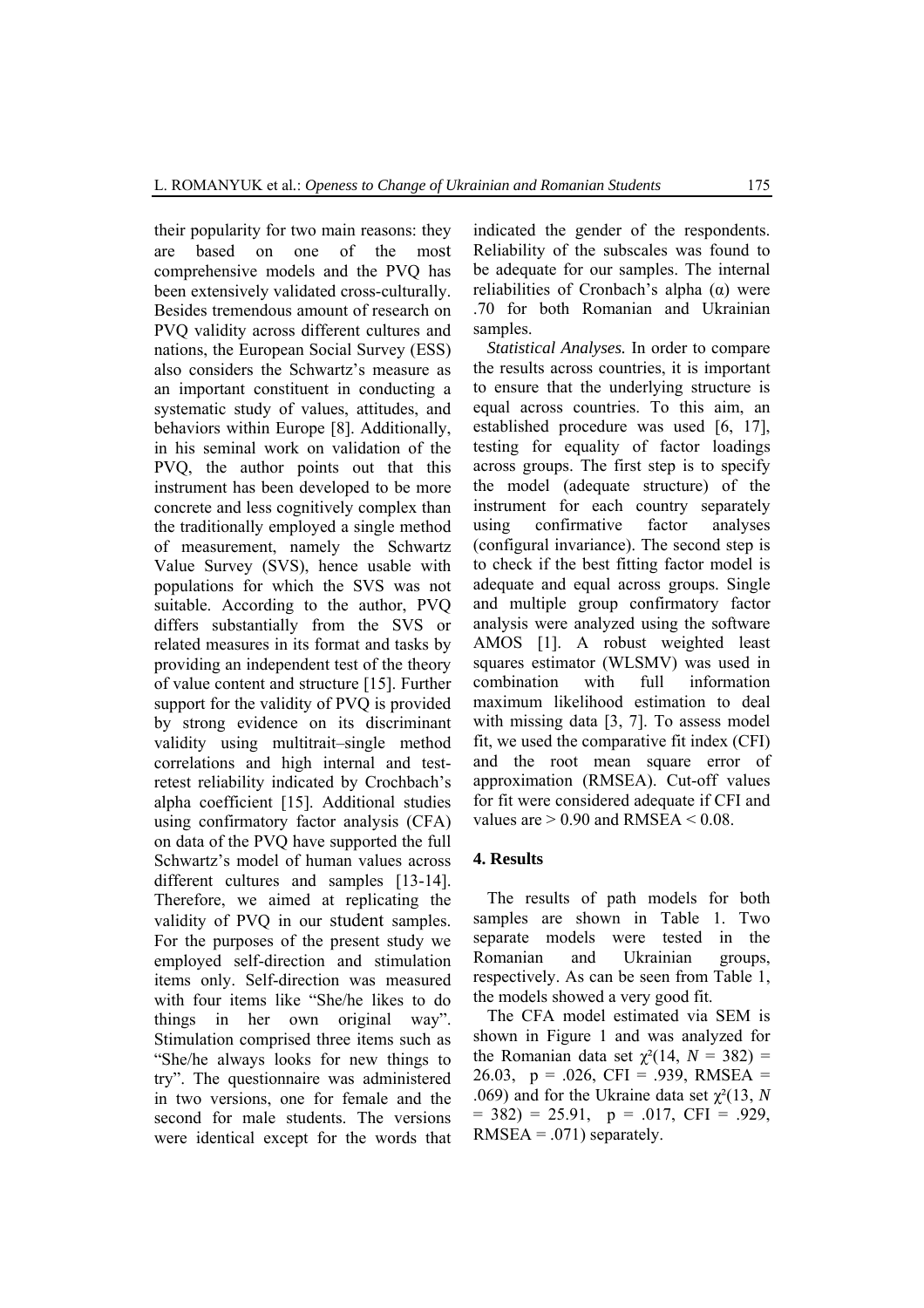their popularity for two main reasons: they are based on one of the most comprehensive models and the PVQ has been extensively validated cross-culturally. Besides tremendous amount of research on PVQ validity across different cultures and nations, the European Social Survey (ESS) also considers the Schwartz's measure as an important constituent in conducting a systematic study of values, attitudes, and behaviors within Europe [8]. Additionally, in his seminal work on validation of the PVQ, the author points out that this instrument has been developed to be more concrete and less cognitively complex than the traditionally employed a single method of measurement, namely the Schwartz Value Survey (SVS), hence usable with populations for which the SVS was not suitable. According to the author, PVQ differs substantially from the SVS or related measures in its format and tasks by providing an independent test of the theory of value content and structure [15]. Further support for the validity of PVQ is provided by strong evidence on its discriminant validity using multitrait–single method correlations and high internal and test-retest reliability indicated by Crochbach's alpha coefficient [15]. Additional studies using confirmatory factor analysis (CFA) on data of the PVQ have supported the full Schwartz's model of human values across different cultures and samples [13-14]. Therefore, we aimed at replicating the validity of PVQ in our student samples. For the purposes of the present study we employed self-direction and stimulation items only. Self-direction was measured with four items like "She/he likes to do things in her own original way". Stimulation comprised three items such as "She/he always looks for new things to try". The questionnaire was administered in two versions, one for female and the second for male students. The versions were identical except for the words that indicated the gender of the respondents. Reliability of the subscales was found to be adequate for our samples. The internal reliabilities of Cronbach's alpha (α) were .70 for both Romanian and Ukrainian samples.

*Statistical Analyses.* In order to compare the results across countries, it is important to ensure that the underlying structure is equal across countries. To this aim, an established procedure was used [6, 17], testing for equality of factor loadings across groups. The first step is to specify the model (adequate structure) of the instrument for each country separately using confirmative factor analyses (configural invariance). The second step is to check if the best fitting factor model is adequate and equal across groups. Single and multiple group confirmatory factor analysis were analyzed using the software AMOS [1]. A robust weighted least squares estimator (WLSMV) was used in combination with full information maximum likelihood estimation to deal with missing data [3, 7]. To assess model fit, we used the comparative fit index (CFI) and the root mean square error of approximation (RMSEA). Cut-off values for fit were considered adequate if CFI and values are $> 0.90$ and RMSEA $< 0.08$.

## 4. Results

The results of path models for both samples are shown in Table 1. Two separate models were tested in the Romanian and Ukrainian groups, respectively. As can be seen from Table 1, the models showed a very good fit.

The CFA model estimated via SEM is shown in Figure 1 and was analyzed for the Romanian data set $\chi^2(14, N = 382) = 26.03$, $p = .026$, CFI = .939, RMSEA = .069) and for the Ukraine data set $\chi^2(13, N = 382) = 25.91$, $p = .017$, CFI = .929, RMSEA = .071) separately.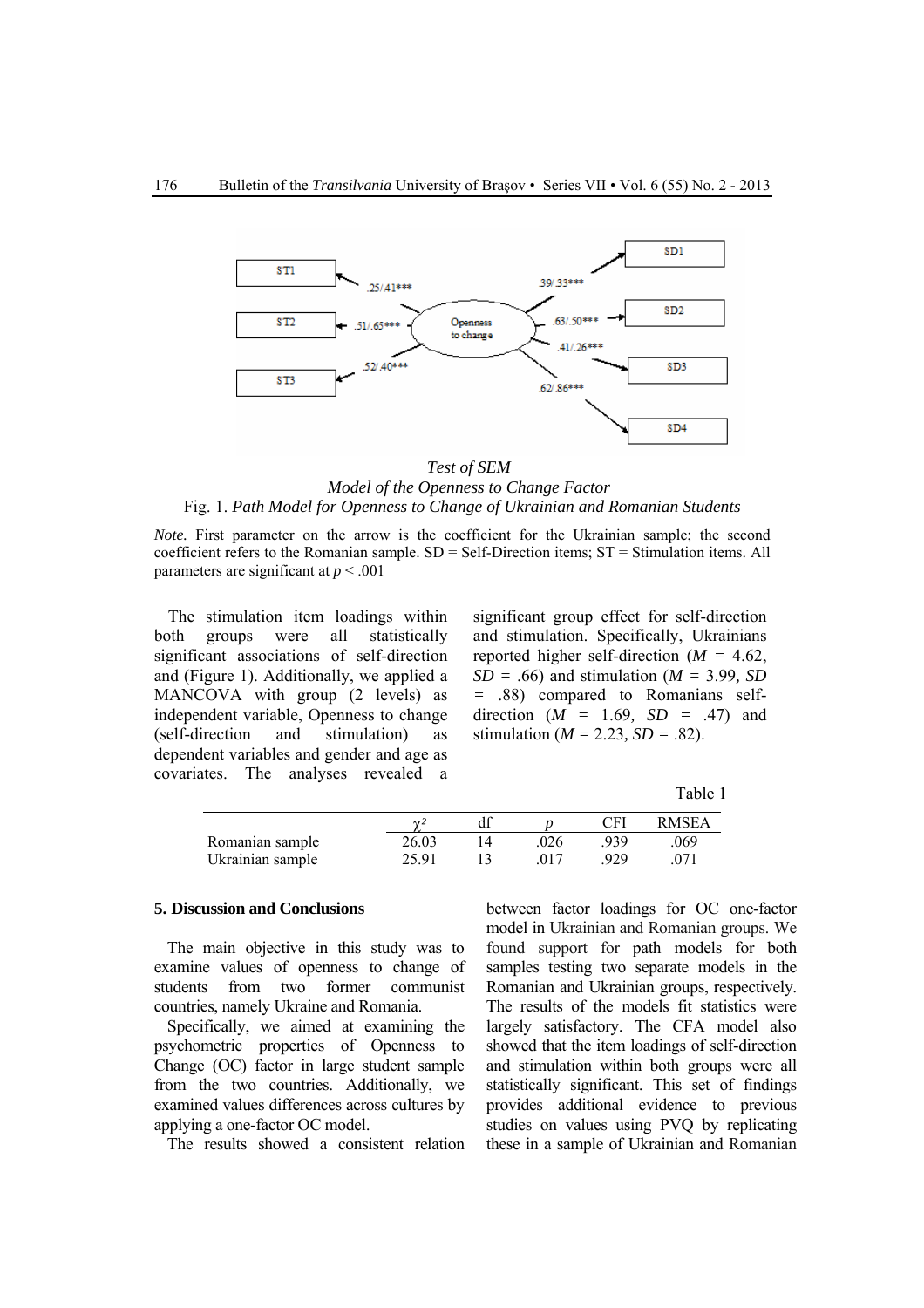Test of SEM

*Model of the Openness to Change Factor*

Fig. 1. *Path Model for Openness to Change of Ukrainian and Romanian Students*

*Note.* First parameter on the arrow is the coefficient for the Ukrainian sample; the second coefficient refers to the Romanian sample. SD = Self-Direction items; ST = Stimulation items. All parameters are significant at $p < .001$

The stimulation item loadings within both groups were all statistically significant associations of self-direction and (Figure 1). Additionally, we applied a MANCOVA with group (2 levels) as independent variable, Openness to change (self-direction and stimulation) as dependent variables and gender and age as covariates. The analyses revealed a significant group effect for self-direction and stimulation. Specifically, Ukrainians reported higher self-direction ($M$ = 4.62, $SD$ = .66) and stimulation ($M$ = 3.99, $SD$ = .88) compared to Romanians self-direction ($M$ = 1.69, $SD$ = .47) and stimulation ($M$ = 2.23, $SD$ = .82).

Table 1

| | $\chi^2$ | df | $p$ | CFI | RMSEA |
|---|---|---|---|---|---|
| Romanian sample | 26.03 | 14 | .026 | .939 | .069 |
| Ukrainian sample | 25.91 | 13 | .017 | .929 | .071 |

## 5. Discussion and Conclusions

The main objective in this study was to examine values of openness to change of students from two former communist countries, namely Ukraine and Romania.

Specifically, we aimed at examining the psychometric properties of Openness to Change (OC) factor in large student sample from the two countries. Additionally, we examined values differences across cultures by applying a one-factor OC model.

The results showed a consistent relation between factor loadings for OC one-factor model in Ukrainian and Romanian groups. We found support for path models for both samples testing two separate models in the Romanian and Ukrainian groups, respectively. The results of the models fit statistics were largely satisfactory. The CFA model also showed that the item loadings of self-direction and stimulation within both groups were all statistically significant. This set of findings provides additional evidence to previous studies on values using PVQ by replicating these in a sample of Ukrainian and Romanian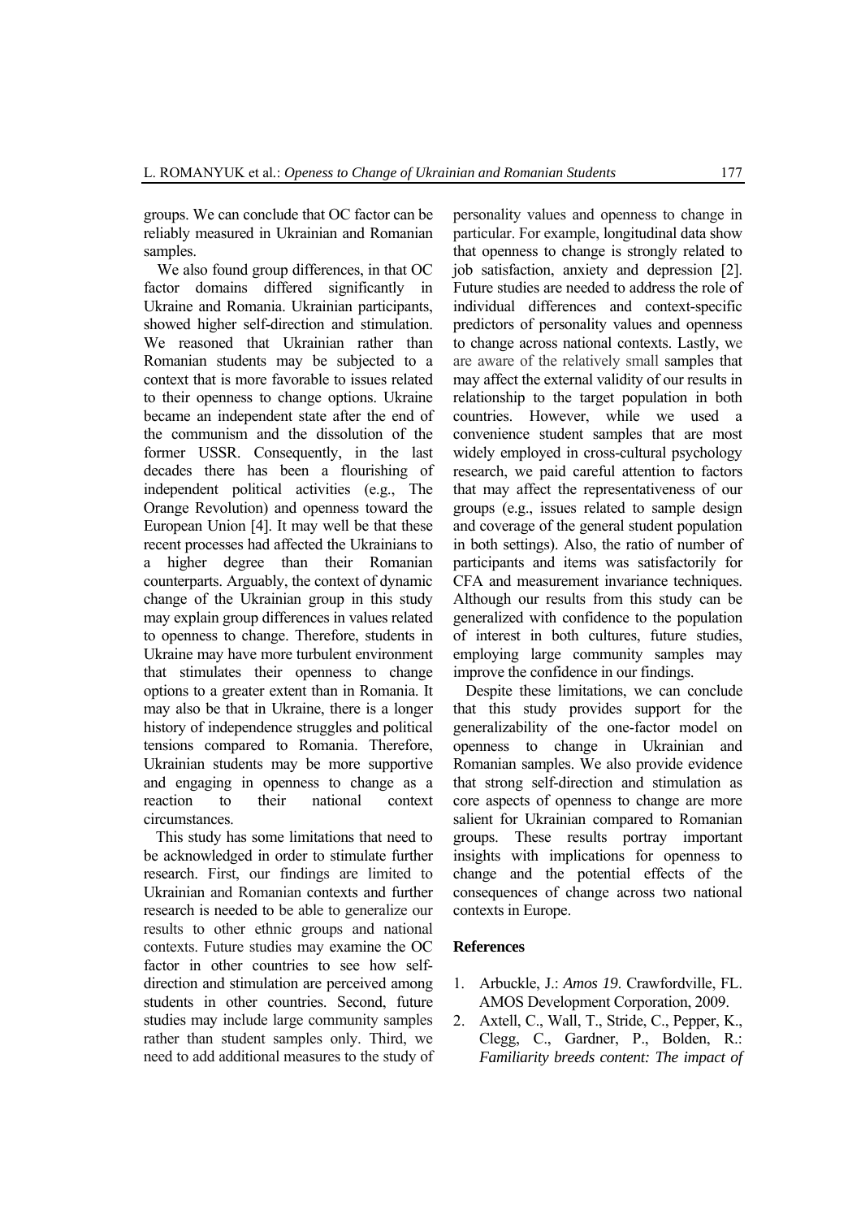groups. We can conclude that OC factor can be reliably measured in Ukrainian and Romanian samples.

We also found group differences, in that OC factor domains differed significantly in Ukraine and Romania. Ukrainian participants, showed higher self-direction and stimulation. We reasoned that Ukrainian rather than Romanian students may be subjected to a context that is more favorable to issues related to their openness to change options. Ukraine became an independent state after the end of the communism and the dissolution of the former USSR. Consequently, in the last decades there has been a flourishing of independent political activities (e.g., The Orange Revolution) and openness toward the European Union [4]. It may well be that these recent processes had affected the Ukrainians to a higher degree than their Romanian counterparts. Arguably, the context of dynamic change of the Ukrainian group in this study may explain group differences in values related to openness to change. Therefore, students in Ukraine may have more turbulent environment that stimulates their openness to change options to a greater extent than in Romania. It may also be that in Ukraine, there is a longer history of independence struggles and political tensions compared to Romania. Therefore, Ukrainian students may be more supportive and engaging in openness to change as a reaction to their national context circumstances.

This study has some limitations that need to be acknowledged in order to stimulate further research. First, our findings are limited to Ukrainian and Romanian contexts and further research is needed to be able to generalize our results to other ethnic groups and national contexts. Future studies may examine the OC factor in other countries to see how self-direction and stimulation are perceived among students in other countries. Second, future studies may include large community samples rather than student samples only. Third, we need to add additional measures to the study of personality values and openness to change in particular. For example, longitudinal data show that openness to change is strongly related to job satisfaction, anxiety and depression [2]. Future studies are needed to address the role of individual differences and context-specific predictors of personality values and openness to change across national contexts. Lastly, we are aware of the relatively small samples that may affect the external validity of our results in relationship to the target population in both countries. However, while we used a convenience student samples that are most widely employed in cross-cultural psychology research, we paid careful attention to factors that may affect the representativeness of our groups (e.g., issues related to sample design and coverage of the general student population in both settings). Also, the ratio of number of participants and items was satisfactorily for CFA and measurement invariance techniques. Although our results from this study can be generalized with confidence to the population of interest in both cultures, future studies, employing large community samples may improve the confidence in our findings.

Despite these limitations, we can conclude that this study provides support for the generalizability of the one-factor model on openness to change in Ukrainian and Romanian samples. We also provide evidence that strong self-direction and stimulation as core aspects of openness to change are more salient for Ukrainian compared to Romanian groups. These results portray important insights with implications for openness to change and the potential effects of the consequences of change across two national contexts in Europe.

## References

1. Arbuckle, J.: *Amos 19*. Crawfordville, FL. AMOS Development Corporation, 2009.
2. Axtell, C., Wall, T., Stride, C., Pepper, K., Clegg, C., Gardner, P., Bolden, R.: *Familiarity breeds content: The impact of*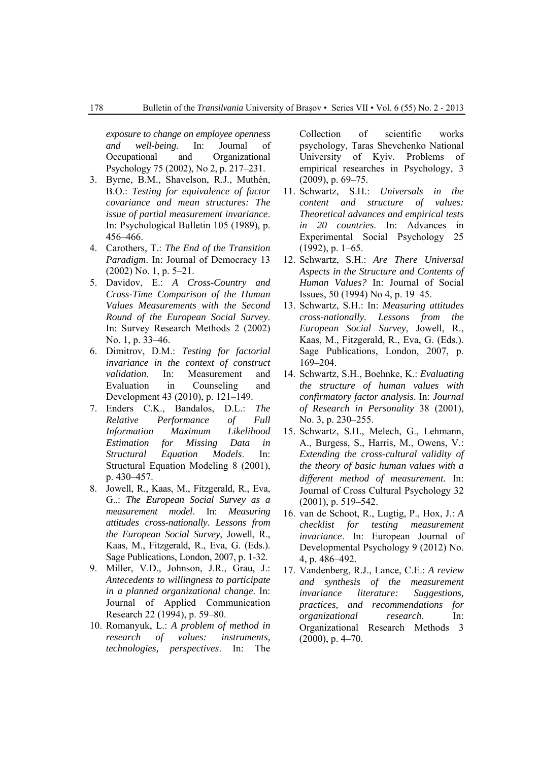*exposure to change on employee openness and well-being.* In: Journal of Occupational and Organizational Psychology 75 (2002), No 2, p. 217–231.

3. Byrne, B.M., Shavelson, R.J., Muthén, B.O.: *Testing for equivalence of factor covariance and mean structures: The issue of partial measurement invariance*. In: Psychological Bulletin 105 (1989), p. 456–466.
4. Carothers, T.: *The End of the Transition Paradigm*. In: Journal of Democracy 13 (2002) No. 1, p. 5–21.
5. Davidov, E.: *A Cross-Country and Cross-Time Comparison of the Human Values Measurements with the Second Round of the European Social Survey*. In: Survey Research Methods 2 (2002) No. 1, p. 33–46.
6. Dimitrov, D.M.: *Testing for factorial invariance in the context of construct validation*. In: Measurement and Evaluation in Counseling and Development 43 (2010), p. 121–149.
7. Enders C.K., Bandalos, D.L.: *The Relative Performance of Full Information Maximum Likelihood Estimation for Missing Data in Structural Equation Models*. In: Structural Equation Modeling 8 (2001), p. 430–457.
8. Jowell, R., Kaas, M., Fitzgerald, R., Eva, G..: *The European Social Survey as a measurement model*. In: *Measuring attitudes cross-nationally. Lessons from the European Social Survey*, Jowell, R., Kaas, M., Fitzgerald, R., Eva, G. (Eds.). Sage Publications, London, 2007, p. 1-32.
9. Miller, V.D., Johnson, J.R., Grau, J.: *Antecedents to willingness to participate in a planned organizational change*. In: Journal of Applied Communication Research 22 (1994), p. 59–80.
10. Romanyuk, L.: *A problem of method in research of values: instruments, technologies, perspectives*. In: The Collection of scientific works psychology, Taras Shevchenko National University of Kyiv. Problems of empirical researches in Psychology, 3 (2009), p. 69–75.
11. Schwartz, S.H.: *Universals in the content and structure of values: Theoretical advances and empirical tests in 20 countries*. In: Advances in Experimental Social Psychology 25 (1992), p. 1–65.
12. Schwartz, S.H.: *Are There Universal Aspects in the Structure and Contents of Human Values?* In: Journal of Social Issues, 50 (1994) No 4, p. 19–45.
13. Schwartz, S.H.: In: *Measuring attitudes cross-nationally. Lessons from the European Social Survey*, Jowell, R., Kaas, M., Fitzgerald, R., Eva, G. (Eds.). Sage Publications, London, 2007, p. 169–204.
14. Schwartz, S.H., Boehnke, K.: *Evaluating the structure of human values with confirmatory factor analysis*. In: *Journal of Research in Personality* 38 (2001), No. 3, p. 230–255.
15. Schwartz, S.H., Melech, G., Lehmann, A., Burgess, S., Harris, M., Owens, V.: *Extending the cross-cultural validity of the theory of basic human values with a different method of measurement.* In: Journal of Cross Cultural Psychology 32 (2001), p. 519–542.
16. van de Schoot, R., Lugtig, P., Hox, J.: *A checklist for testing measurement invariance*. In: European Journal of Developmental Psychology 9 (2012) No. 4, p. 486–492.
17. Vandenberg, R.J., Lance, C.E.: *A review and synthesis of the measurement invariance literature: Suggestions, practices, and recommendations for organizational research*. In: Organizational Research Methods 3 (2000), p. 4–70.